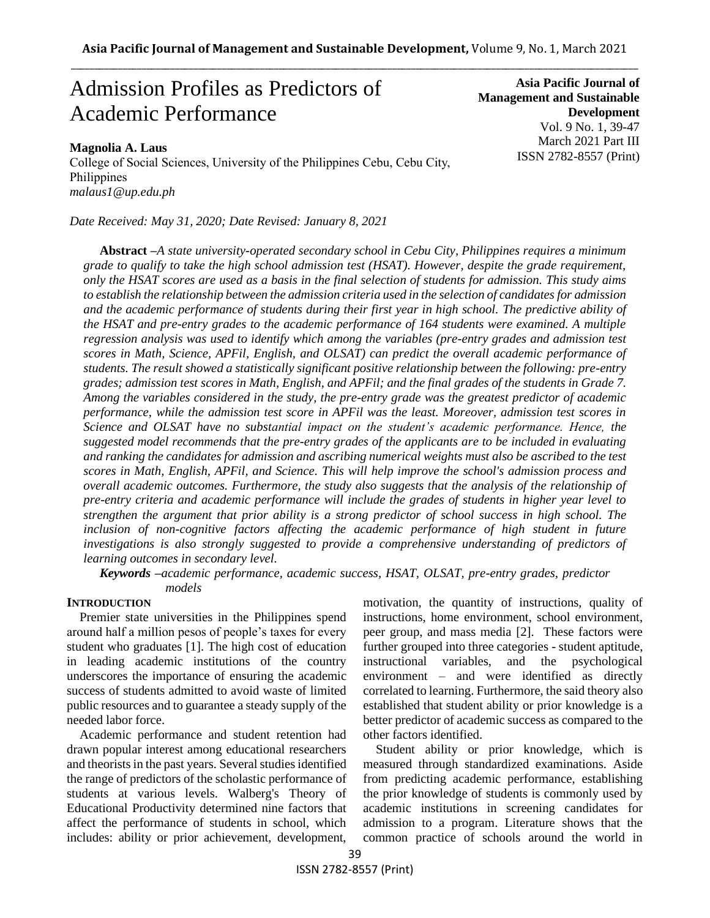# Admission Profiles as Predictors of Academic Performance

**Magnolia A. Laus**
College of Social Sciences, University of the Philippines Cebu, Cebu City, Philippines
*malaus1@up.edu.ph*

**Asia Pacific Journal of Management and Sustainable Development**
Vol. 9 No. 1, 39-47
March 2021 Part III
ISSN 2782-8557 (Print)

*Date Received: May 31, 2020; Date Revised: January 8, 2021*

**Abstract** *–A state university-operated secondary school in Cebu City, Philippines requires a minimum grade to qualify to take the high school admission test (HSAT). However, despite the grade requirement, only the HSAT scores are used as a basis in the final selection of students for admission. This study aims to establish the relationship between the admission criteria used in the selection of candidates for admission and the academic performance of students during their first year in high school. The predictive ability of the HSAT and pre-entry grades to the academic performance of 164 students were examined. A multiple regression analysis was used to identify which among the variables (pre-entry grades and admission test scores in Math, Science, APFil, English, and OLSAT) can predict the overall academic performance of students. The result showed a statistically significant positive relationship between the following: pre-entry grades; admission test scores in Math, English, and APFil; and the final grades of the students in Grade 7. Among the variables considered in the study, the pre-entry grade was the greatest predictor of academic performance, while the admission test score in APFil was the least. Moreover, admission test scores in Science and OLSAT have no substantial impact on the student's academic performance. Hence, the suggested model recommends that the pre-entry grades of the applicants are to be included in evaluating and ranking the candidates for admission and ascribing numerical weights must also be ascribed to the test scores in Math, English, APFil, and Science. This will help improve the school's admission process and overall academic outcomes. Furthermore, the study also suggests that the analysis of the relationship of pre-entry criteria and academic performance will include the grades of students in higher year level to strengthen the argument that prior ability is a strong predictor of school success in high school. The inclusion of non-cognitive factors affecting the academic performance of high student in future investigations is also strongly suggested to provide a comprehensive understanding of predictors of learning outcomes in secondary level.*

***Keywords*** *–academic performance, academic success, HSAT, OLSAT, pre-entry grades, predictor models*

## INTRODUCTION

Premier state universities in the Philippines spend around half a million pesos of people's taxes for every student who graduates [1]. The high cost of education in leading academic institutions of the country underscores the importance of ensuring the academic success of students admitted to avoid waste of limited public resources and to guarantee a steady supply of the needed labor force.

Academic performance and student retention had drawn popular interest among educational researchers and theorists in the past years. Several studies identified the range of predictors of the scholastic performance of students at various levels. Walberg's Theory of Educational Productivity determined nine factors that affect the performance of students in school, which includes: ability or prior achievement, development, motivation, the quantity of instructions, quality of instructions, home environment, school environment, peer group, and mass media [2]. These factors were further grouped into three categories - student aptitude, instructional variables, and the psychological environment – and were identified as directly correlated to learning. Furthermore, the said theory also established that student ability or prior knowledge is a better predictor of academic success as compared to the other factors identified.

Student ability or prior knowledge, which is measured through standardized examinations. Aside from predicting academic performance, establishing the prior knowledge of students is commonly used by academic institutions in screening candidates for admission to a program. Literature shows that the common practice of schools around the world in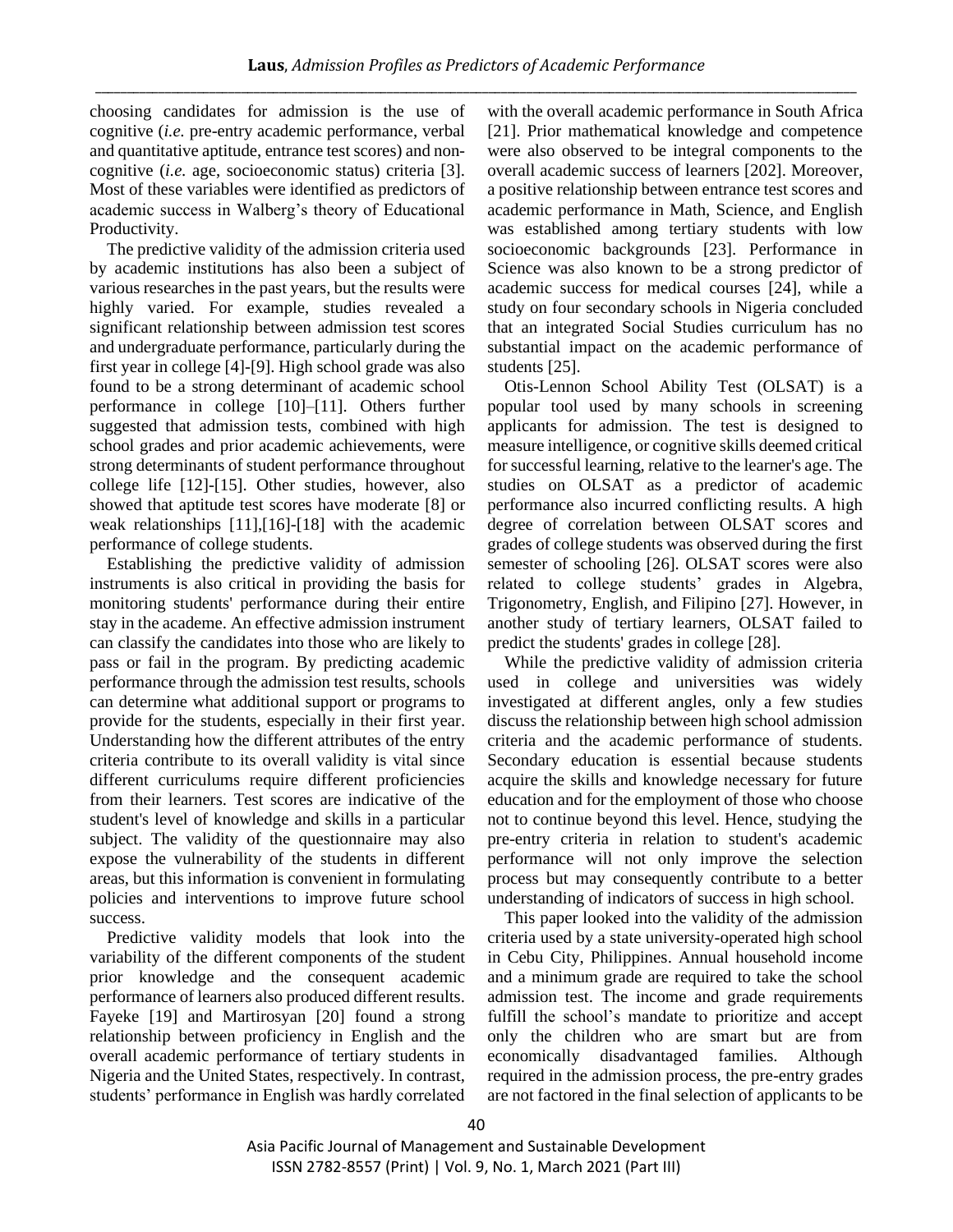choosing candidates for admission is the use of cognitive (*i.e.* pre-entry academic performance, verbal and quantitative aptitude, entrance test scores) and non-cognitive (*i.e.* age, socioeconomic status) criteria [3]. Most of these variables were identified as predictors of academic success in Walberg's theory of Educational Productivity.

The predictive validity of the admission criteria used by academic institutions has also been a subject of various researches in the past years, but the results were highly varied. For example, studies revealed a significant relationship between admission test scores and undergraduate performance, particularly during the first year in college [4]-[9]. High school grade was also found to be a strong determinant of academic school performance in college [10]–[11]. Others further suggested that admission tests, combined with high school grades and prior academic achievements, were strong determinants of student performance throughout college life [12]-[15]. Other studies, however, also showed that aptitude test scores have moderate [8] or weak relationships [11],[16]-[18] with the academic performance of college students.

Establishing the predictive validity of admission instruments is also critical in providing the basis for monitoring students' performance during their entire stay in the academe. An effective admission instrument can classify the candidates into those who are likely to pass or fail in the program. By predicting academic performance through the admission test results, schools can determine what additional support or programs to provide for the students, especially in their first year. Understanding how the different attributes of the entry criteria contribute to its overall validity is vital since different curriculums require different proficiencies from their learners. Test scores are indicative of the student's level of knowledge and skills in a particular subject. The validity of the questionnaire may also expose the vulnerability of the students in different areas, but this information is convenient in formulating policies and interventions to improve future school success.

Predictive validity models that look into the variability of the different components of the student prior knowledge and the consequent academic performance of learners also produced different results. Fayeke [19] and Martirosyan [20] found a strong relationship between proficiency in English and the overall academic performance of tertiary students in Nigeria and the United States, respectively. In contrast, students' performance in English was hardly correlated with the overall academic performance in South Africa [21]. Prior mathematical knowledge and competence were also observed to be integral components to the overall academic success of learners [202]. Moreover, a positive relationship between entrance test scores and academic performance in Math, Science, and English was established among tertiary students with low socioeconomic backgrounds [23]. Performance in Science was also known to be a strong predictor of academic success for medical courses [24], while a study on four secondary schools in Nigeria concluded that an integrated Social Studies curriculum has no substantial impact on the academic performance of students [25].

Otis-Lennon School Ability Test (OLSAT) is a popular tool used by many schools in screening applicants for admission. The test is designed to measure intelligence, or cognitive skills deemed critical for successful learning, relative to the learner's age. The studies on OLSAT as a predictor of academic performance also incurred conflicting results. A high degree of correlation between OLSAT scores and grades of college students was observed during the first semester of schooling [26]. OLSAT scores were also related to college students' grades in Algebra, Trigonometry, English, and Filipino [27]. However, in another study of tertiary learners, OLSAT failed to predict the students' grades in college [28].

While the predictive validity of admission criteria used in college and universities was widely investigated at different angles, only a few studies discuss the relationship between high school admission criteria and the academic performance of students. Secondary education is essential because students acquire the skills and knowledge necessary for future education and for the employment of those who choose not to continue beyond this level. Hence, studying the pre-entry criteria in relation to student's academic performance will not only improve the selection process but may consequently contribute to a better understanding of indicators of success in high school.

This paper looked into the validity of the admission criteria used by a state university-operated high school in Cebu City, Philippines. Annual household income and a minimum grade are required to take the school admission test. The income and grade requirements fulfill the school's mandate to prioritize and accept only the children who are smart but are from economically disadvantaged families. Although required in the admission process, the pre-entry grades are not factored in the final selection of applicants to be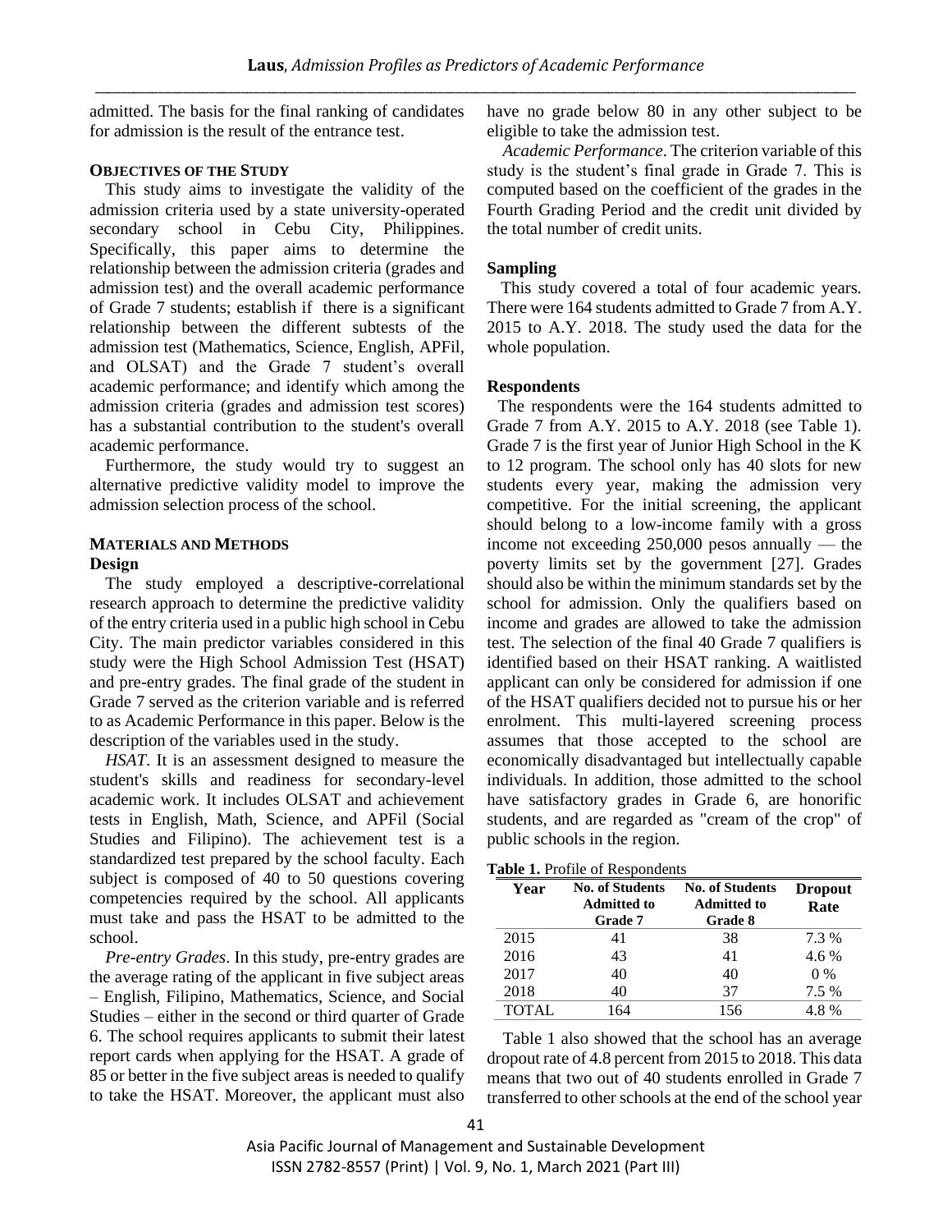admitted. The basis for the final ranking of candidates for admission is the result of the entrance test.

**OBJECTIVES OF THE STUDY**

This study aims to investigate the validity of the admission criteria used by a state university-operated secondary school in Cebu City, Philippines. Specifically, this paper aims to determine the relationship between the admission criteria (grades and admission test) and the overall academic performance of Grade 7 students; establish if there is a significant relationship between the different subtests of the admission test (Mathematics, Science, English, APFil, and OLSAT) and the Grade 7 student's overall academic performance; and identify which among the admission criteria (grades and admission test scores) has a substantial contribution to the student's overall academic performance.

Furthermore, the study would try to suggest an alternative predictive validity model to improve the admission selection process of the school.

**MATERIALS AND METHODS**

**Design**

The study employed a descriptive-correlational research approach to determine the predictive validity of the entry criteria used in a public high school in Cebu City. The main predictor variables considered in this study were the High School Admission Test (HSAT) and pre-entry grades. The final grade of the student in Grade 7 served as the criterion variable and is referred to as Academic Performance in this paper. Below is the description of the variables used in the study.

*HSAT.* It is an assessment designed to measure the student's skills and readiness for secondary-level academic work. It includes OLSAT and achievement tests in English, Math, Science, and APFil (Social Studies and Filipino). The achievement test is a standardized test prepared by the school faculty. Each subject is composed of 40 to 50 questions covering competencies required by the school. All applicants must take and pass the HSAT to be admitted to the school.

*Pre-entry Grades*. In this study, pre-entry grades are the average rating of the applicant in five subject areas – English, Filipino, Mathematics, Science, and Social Studies – either in the second or third quarter of Grade 6. The school requires applicants to submit their latest report cards when applying for the HSAT. A grade of 85 or better in the five subject areas is needed to qualify to take the HSAT. Moreover, the applicant must also have no grade below 80 in any other subject to be eligible to take the admission test.

*Academic Performance*. The criterion variable of this study is the student's final grade in Grade 7. This is computed based on the coefficient of the grades in the Fourth Grading Period and the credit unit divided by the total number of credit units.

**Sampling**

This study covered a total of four academic years. There were 164 students admitted to Grade 7 from A.Y. 2015 to A.Y. 2018. The study used the data for the whole population.

**Respondents**

The respondents were the 164 students admitted to Grade 7 from A.Y. 2015 to A.Y. 2018 (see Table 1). Grade 7 is the first year of Junior High School in the K to 12 program. The school only has 40 slots for new students every year, making the admission very competitive. For the initial screening, the applicant should belong to a low-income family with a gross income not exceeding 250,000 pesos annually — the poverty limits set by the government [27]. Grades should also be within the minimum standards set by the school for admission. Only the qualifiers based on income and grades are allowed to take the admission test. The selection of the final 40 Grade 7 qualifiers is identified based on their HSAT ranking. A waitlisted applicant can only be considered for admission if one of the HSAT qualifiers decided not to pursue his or her enrolment. This multi-layered screening process assumes that those accepted to the school are economically disadvantaged but intellectually capable individuals. In addition, those admitted to the school have satisfactory grades in Grade 6, are honorific students, and are regarded as "cream of the crop" of public schools in the region.

**Table 1.** Profile of Respondents

| Year | No. of Students Admitted to Grade 7 | No. of Students Admitted to Grade 8 | Dropout Rate |
|---|---|---|---|
| 2015 | 41 | 38 | 7.3 % |
| 2016 | 43 | 41 | 4.6 % |
| 2017 | 40 | 40 | 0 % |
| 2018 | 40 | 37 | 7.5 % |
| TOTAL | 164 | 156 | 4.8 % |

Table 1 also showed that the school has an average dropout rate of 4.8 percent from 2015 to 2018. This data means that two out of 40 students enrolled in Grade 7 transferred to other schools at the end of the school year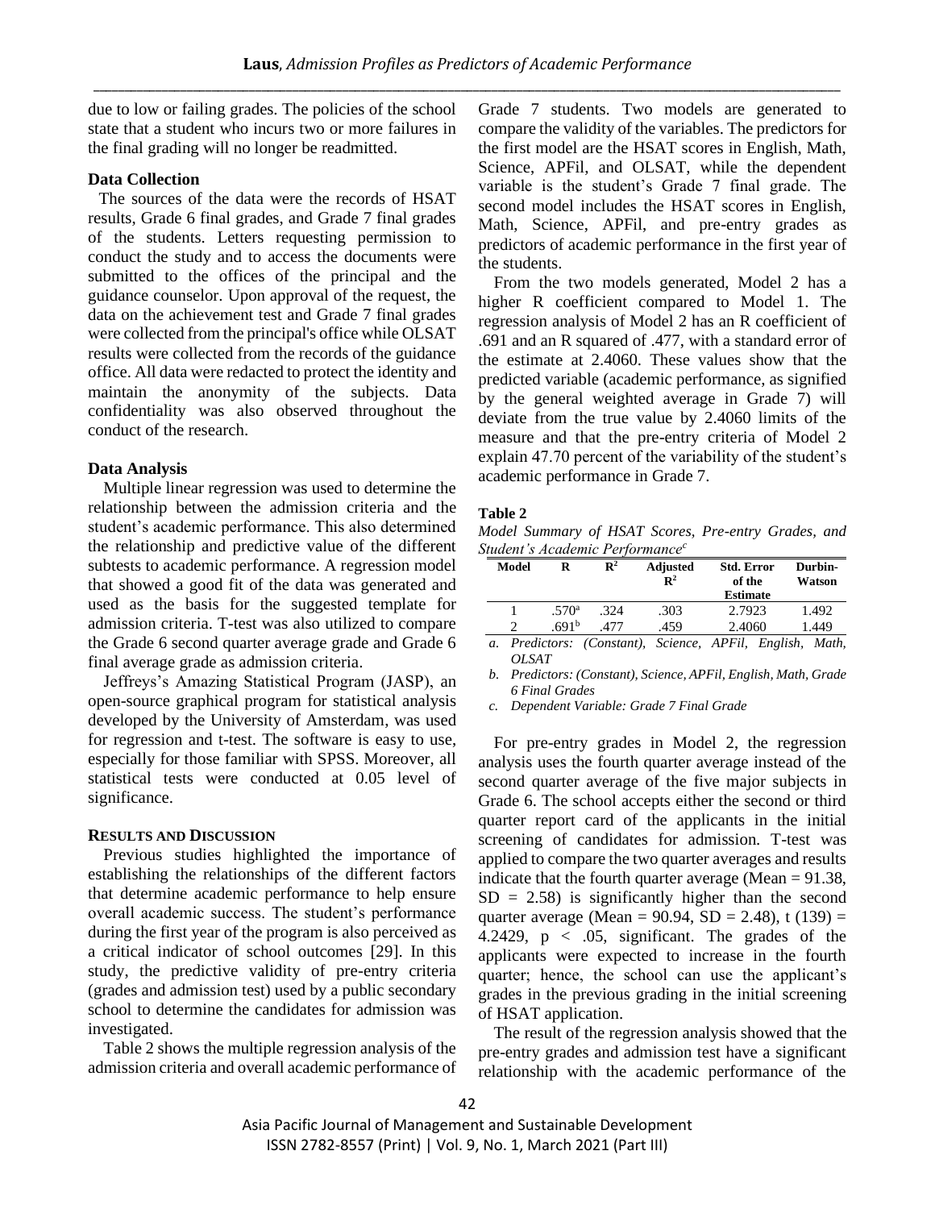due to low or failing grades. The policies of the school state that a student who incurs two or more failures in the final grading will no longer be readmitted.

### Data Collection

The sources of the data were the records of HSAT results, Grade 6 final grades, and Grade 7 final grades of the students. Letters requesting permission to conduct the study and to access the documents were submitted to the offices of the principal and the guidance counselor. Upon approval of the request, the data on the achievement test and Grade 7 final grades were collected from the principal's office while OLSAT results were collected from the records of the guidance office. All data were redacted to protect the identity and maintain the anonymity of the subjects. Data confidentiality was also observed throughout the conduct of the research.

### Data Analysis

Multiple linear regression was used to determine the relationship between the admission criteria and the student's academic performance. This also determined the relationship and predictive value of the different subtests to academic performance. A regression model that showed a good fit of the data was generated and used as the basis for the suggested template for admission criteria. T-test was also utilized to compare the Grade 6 second quarter average grade and Grade 6 final average grade as admission criteria.

Jeffreys's Amazing Statistical Program (JASP), an open-source graphical program for statistical analysis developed by the University of Amsterdam, was used for regression and t-test. The software is easy to use, especially for those familiar with SPSS. Moreover, all statistical tests were conducted at 0.05 level of significance.

## RESULTS AND DISCUSSION

Previous studies highlighted the importance of establishing the relationships of the different factors that determine academic performance to help ensure overall academic success. The student's performance during the first year of the program is also perceived as a critical indicator of school outcomes [29]. In this study, the predictive validity of pre-entry criteria (grades and admission test) used by a public secondary school to determine the candidates for admission was investigated.

Table 2 shows the multiple regression analysis of the admission criteria and overall academic performance of Grade 7 students. Two models are generated to compare the validity of the variables. The predictors for the first model are the HSAT scores in English, Math, Science, APFil, and OLSAT, while the dependent variable is the student's Grade 7 final grade. The second model includes the HSAT scores in English, Math, Science, APFil, and pre-entry grades as predictors of academic performance in the first year of the students.

From the two models generated, Model 2 has a higher R coefficient compared to Model 1. The regression analysis of Model 2 has an R coefficient of .691 and an R squared of .477, with a standard error of the estimate at 2.4060. These values show that the predicted variable (academic performance, as signified by the general weighted average in Grade 7) will deviate from the true value by 2.4060 limits of the measure and that the pre-entry criteria of Model 2 explain 47.70 percent of the variability of the student's academic performance in Grade 7.

**Table 2**

*Model Summary of HSAT Scores, Pre-entry Grades, and Student's Academic Performance[c]*

| Model | R | $R^2$ | Adjusted $R^2$ | Std. Error of the Estimate | Durbin-Watson |
|---|---|---|---|---|---|
| 1 | .570[a] | .324 | .303 | 2.7923 | 1.492 |
| 2 | .691[b] | .477 | .459 | 2.4060 | 1.449 |

*a. Predictors: (Constant), Science, APFil, English, Math, OLSAT*

*b. Predictors: (Constant), Science, APFil, English, Math, Grade 6 Final Grades*

*c. Dependent Variable: Grade 7 Final Grade*

For pre-entry grades in Model 2, the regression analysis uses the fourth quarter average instead of the second quarter average of the five major subjects in Grade 6. The school accepts either the second or third quarter report card of the applicants in the initial screening of candidates for admission. T-test was applied to compare the two quarter averages and results indicate that the fourth quarter average (Mean = 91.38, SD = 2.58) is significantly higher than the second quarter average (Mean = 90.94, SD = 2.48), $t(139) = 4.2429$, $p < .05$, significant. The grades of the applicants were expected to increase in the fourth quarter; hence, the school can use the applicant's grades in the previous grading in the initial screening of HSAT application.

The result of the regression analysis showed that the pre-entry grades and admission test have a significant relationship with the academic performance of the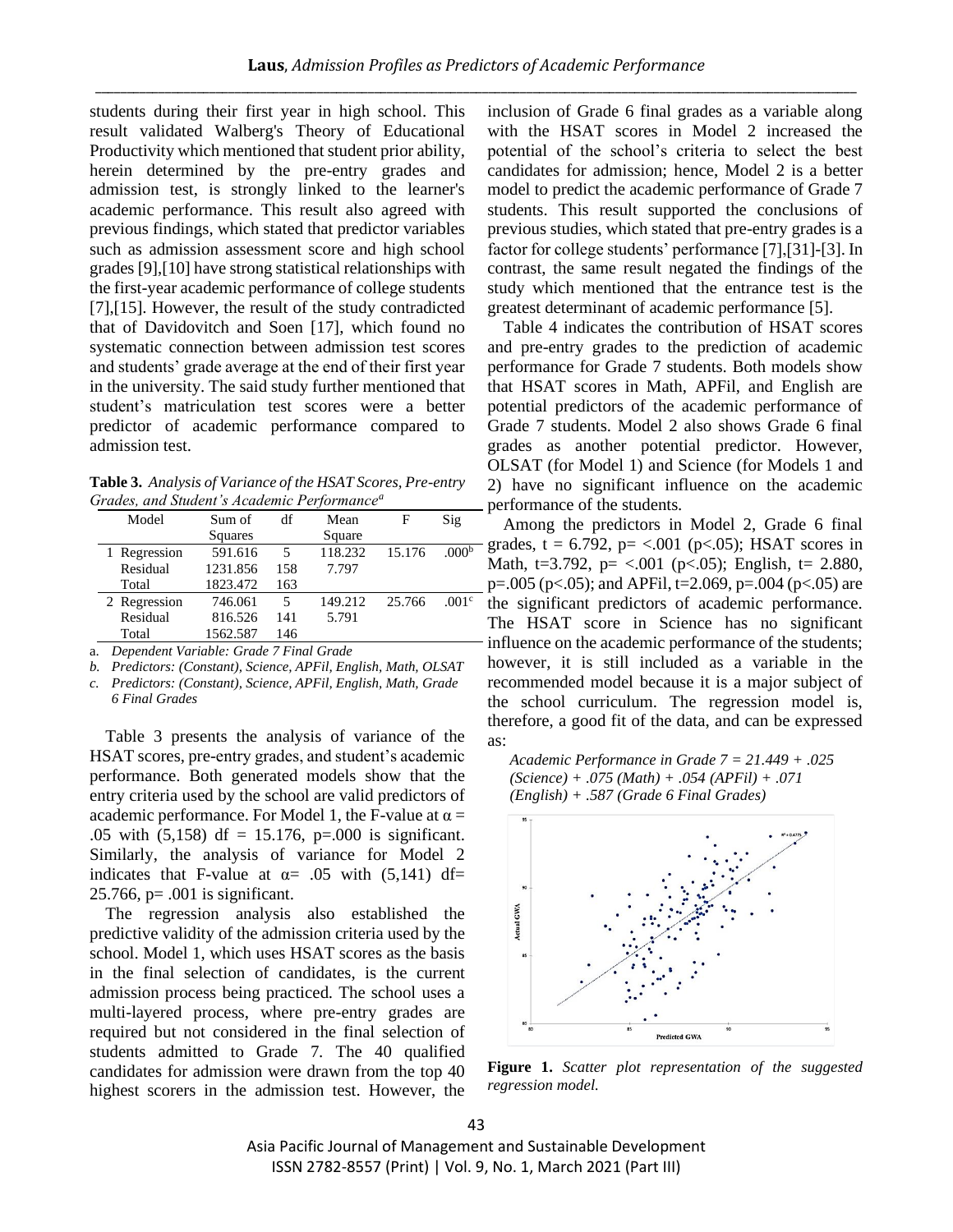students during their first year in high school. This result validated Walberg's Theory of Educational Productivity which mentioned that student prior ability, herein determined by the pre-entry grades and admission test, is strongly linked to the learner's academic performance. This result also agreed with previous findings, which stated that predictor variables such as admission assessment score and high school grades [9],[10] have strong statistical relationships with the first-year academic performance of college students [7],[15]. However, the result of the study contradicted that of Davidovitch and Soen [17], which found no systematic connection between admission test scores and students' grade average at the end of their first year in the university. The said study further mentioned that student's matriculation test scores were a better predictor of academic performance compared to admission test.

**Table 3.** *Analysis of Variance of the HSAT Scores, Pre-entry Grades, and Student's Academic Performance*[a]

| Model | Sum of Squares | df | Mean Square | F | Sig |
|---|---|---|---|---|---|
| 1 Regression | 591.616 | 5 | 118.232 | 15.176 | .000[b] |
| Residual | 1231.856 | 158 | 7.797 | | |
| Total | 1823.472 | 163 | | | |
| 2 Regression | 746.061 | 5 | 149.212 | 25.766 | .001[c] |
| Residual | 816.526 | 141 | 5.791 | | |
| Total | 1562.587 | 146 | | | |

a. *Dependent Variable: Grade 7 Final Grade*

b. *Predictors: (Constant), Science, APFil, English, Math, OLSAT*

c. *Predictors: (Constant), Science, APFil, English, Math, Grade 6 Final Grades*

Table 3 presents the analysis of variance of the HSAT scores, pre-entry grades, and student's academic performance. Both generated models show that the entry criteria used by the school are valid predictors of academic performance. For Model 1, the F-value at $\alpha = .05$ with (5,158) df = 15.176, p=.000 is significant. Similarly, the analysis of variance for Model 2 indicates that F-value at $\alpha = .05$ with (5,141) df= 25.766, p= .001 is significant.

The regression analysis also established the predictive validity of the admission criteria used by the school. Model 1, which uses HSAT scores as the basis in the final selection of candidates, is the current admission process being practiced. The school uses a multi-layered process, where pre-entry grades are required but not considered in the final selection of students admitted to Grade 7. The 40 qualified candidates for admission were drawn from the top 40 highest scorers in the admission test. However, the inclusion of Grade 6 final grades as a variable along with the HSAT scores in Model 2 increased the potential of the school's criteria to select the best candidates for admission; hence, Model 2 is a better model to predict the academic performance of Grade 7 students. This result supported the conclusions of previous studies, which stated that pre-entry grades is a factor for college students' performance [7],[31]-[3]. In contrast, the same result negated the findings of the study which mentioned that the entrance test is the greatest determinant of academic performance [5].

Table 4 indicates the contribution of HSAT scores and pre-entry grades to the prediction of academic performance for Grade 7 students. Both models show that HSAT scores in Math, APFil, and English are potential predictors of the academic performance of Grade 7 students. Model 2 also shows Grade 6 final grades as another potential predictor. However, OLSAT (for Model 1) and Science (for Models 1 and 2) have no significant influence on the academic performance of the students.

Among the predictors in Model 2, Grade 6 final grades, t = 6.792, p= <.001 (p<.05); HSAT scores in Math, t=3.792, p= <.001 (p<.05); English, t= 2.880, p=.005 (p<.05); and APFil, t=2.069, p=.004 (p<.05) are the significant predictors of academic performance. The HSAT score in Science has no significant influence on the academic performance of the students; however, it is still included as a variable in the recommended model because it is a major subject of the school curriculum. The regression model is, therefore, a good fit of the data, and can be expressed as:

*Academic Performance in Grade 7 = 21.449 + .025 (Science) + .075 (Math) + .054 (APFil) + .071 (English) + .587 (Grade 6 Final Grades)*

**Figure 1.** *Scatter plot representation of the suggested regression model.*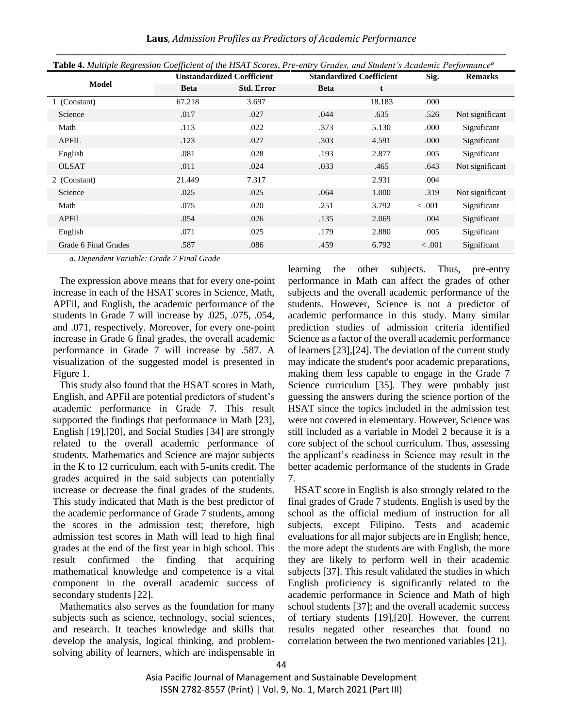**Table 4.** *Multiple Regression Coefficient of the HSAT Scores, Pre-entry Grades, and Student's Academic Performance[a]*

| Model | Unstandardized Coefficient | | Standardized Coefficient | | Sig. | Remarks |
|---|---|---|---|---|---|---|
| | Beta | Std. Error | Beta | t | | |
| 1 (Constant) | 67.218 | 3.697 | | 18.183 | .000 | |
| Science | .017 | .027 | .044 | .635 | .526 | Not significant |
| Math | .113 | .022 | .373 | 5.130 | .000 | Significant |
| APFIL | .123 | .027 | .303 | 4.591 | .000 | Significant |
| English | .081 | .028 | .193 | 2.877 | .005 | Significant |
| OLSAT | .011 | .024 | .033 | .465 | .643 | Not significant |
| 2 (Constant) | 21.449 | 7.317 | | 2.931 | .004 | |
| Science | .025 | .025 | .064 | 1.000 | .319 | Not significant |
| Math | .075 | .020 | .251 | 3.792 | < .001 | Significant |
| APFil | .054 | .026 | .135 | 2.069 | .004 | Significant |
| English | .071 | .025 | .179 | 2.880 | .005 | Significant |
| Grade 6 Final Grades | .587 | .086 | .459 | 6.792 | < .001 | Significant |

*a. Dependent Variable: Grade 7 Final Grade*

The expression above means that for every one-point increase in each of the HSAT scores in Science, Math, APFil, and English, the academic performance of the students in Grade 7 will increase by .025, .075, .054, and .071, respectively. Moreover, for every one-point increase in Grade 6 final grades, the overall academic performance in Grade 7 will increase by .587. A visualization of the suggested model is presented in Figure 1.

This study also found that the HSAT scores in Math, English, and APFil are potential predictors of student's academic performance in Grade 7. This result supported the findings that performance in Math [23], English [19],[20], and Social Studies [34] are strongly related to the overall academic performance of students. Mathematics and Science are major subjects in the K to 12 curriculum, each with 5-units credit. The grades acquired in the said subjects can potentially increase or decrease the final grades of the students. This study indicated that Math is the best predictor of the academic performance of Grade 7 students, among the scores in the admission test; therefore, high admission test scores in Math will lead to high final grades at the end of the first year in high school. This result confirmed the finding that acquiring mathematical knowledge and competence is a vital component in the overall academic success of secondary students [22].

Mathematics also serves as the foundation for many subjects such as science, technology, social sciences, and research. It teaches knowledge and skills that develop the analysis, logical thinking, and problem-solving ability of learners, which are indispensable in learning the other subjects. Thus, pre-entry performance in Math can affect the grades of other subjects and the overall academic performance of the students. However, Science is not a predictor of academic performance in this study. Many similar prediction studies of admission criteria identified Science as a factor of the overall academic performance of learners [23],[24]. The deviation of the current study may indicate the student's poor academic preparations, making them less capable to engage in the Grade 7 Science curriculum [35]. They were probably just guessing the answers during the science portion of the HSAT since the topics included in the admission test were not covered in elementary. However, Science was still included as a variable in Model 2 because it is a core subject of the school curriculum. Thus, assessing the applicant's readiness in Science may result in the better academic performance of the students in Grade 7.

HSAT score in English is also strongly related to the final grades of Grade 7 students. English is used by the school as the official medium of instruction for all subjects, except Filipino. Tests and academic evaluations for all major subjects are in English; hence, the more adept the students are with English, the more they are likely to perform well in their academic subjects [37]. This result validated the studies in which English proficiency is significantly related to the academic performance in Science and Math of high school students [37]; and the overall academic success of tertiary students [19],[20]. However, the current results negated other researches that found no correlation between the two mentioned variables [21].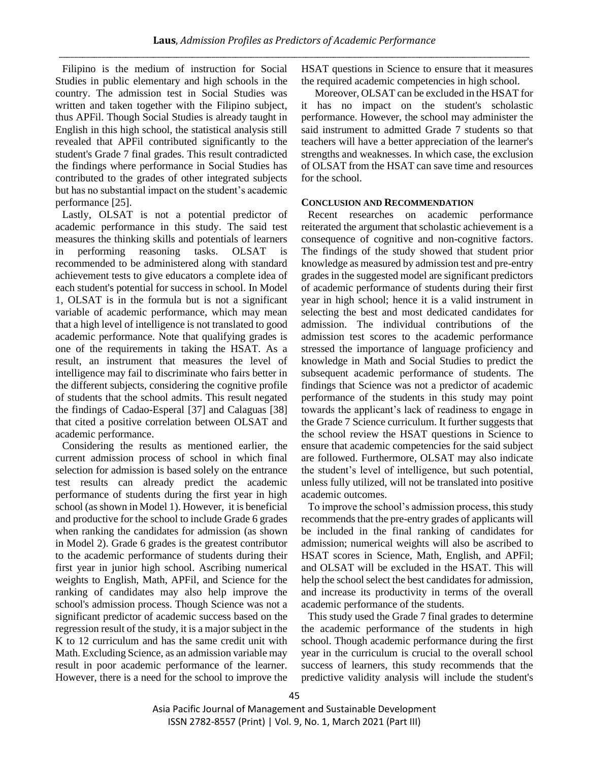Filipino is the medium of instruction for Social Studies in public elementary and high schools in the country. The admission test in Social Studies was written and taken together with the Filipino subject, thus APFil. Though Social Studies is already taught in English in this high school, the statistical analysis still revealed that APFil contributed significantly to the student's Grade 7 final grades. This result contradicted the findings where performance in Social Studies has contributed to the grades of other integrated subjects but has no substantial impact on the student's academic performance [25].

Lastly, OLSAT is not a potential predictor of academic performance in this study. The said test measures the thinking skills and potentials of learners in performing reasoning tasks. OLSAT is recommended to be administered along with standard achievement tests to give educators a complete idea of each student's potential for success in school. In Model 1, OLSAT is in the formula but is not a significant variable of academic performance, which may mean that a high level of intelligence is not translated to good academic performance. Note that qualifying grades is one of the requirements in taking the HSAT. As a result, an instrument that measures the level of intelligence may fail to discriminate who fairs better in the different subjects, considering the cognitive profile of students that the school admits. This result negated the findings of Cadao-Esperal [37] and Calaguas [38] that cited a positive correlation between OLSAT and academic performance.

Considering the results as mentioned earlier, the current admission process of school in which final selection for admission is based solely on the entrance test results can already predict the academic performance of students during the first year in high school (as shown in Model 1). However, it is beneficial and productive for the school to include Grade 6 grades when ranking the candidates for admission (as shown in Model 2). Grade 6 grades is the greatest contributor to the academic performance of students during their first year in junior high school. Ascribing numerical weights to English, Math, APFil, and Science for the ranking of candidates may also help improve the school's admission process. Though Science was not a significant predictor of academic success based on the regression result of the study, it is a major subject in the K to 12 curriculum and has the same credit unit with Math. Excluding Science, as an admission variable may result in poor academic performance of the learner. However, there is a need for the school to improve the HSAT questions in Science to ensure that it measures the required academic competencies in high school.

Moreover, OLSAT can be excluded in the HSAT for it has no impact on the student's scholastic performance. However, the school may administer the said instrument to admitted Grade 7 students so that teachers will have a better appreciation of the learner's strengths and weaknesses. In which case, the exclusion of OLSAT from the HSAT can save time and resources for the school.

## CONCLUSION AND RECOMMENDATION

Recent researches on academic performance reiterated the argument that scholastic achievement is a consequence of cognitive and non-cognitive factors. The findings of the study showed that student prior knowledge as measured by admission test and pre-entry grades in the suggested model are significant predictors of academic performance of students during their first year in high school; hence it is a valid instrument in selecting the best and most dedicated candidates for admission. The individual contributions of the admission test scores to the academic performance stressed the importance of language proficiency and knowledge in Math and Social Studies to predict the subsequent academic performance of students. The findings that Science was not a predictor of academic performance of the students in this study may point towards the applicant's lack of readiness to engage in the Grade 7 Science curriculum. It further suggests that the school review the HSAT questions in Science to ensure that academic competencies for the said subject are followed. Furthermore, OLSAT may also indicate the student's level of intelligence, but such potential, unless fully utilized, will not be translated into positive academic outcomes.

To improve the school's admission process, this study recommends that the pre-entry grades of applicants will be included in the final ranking of candidates for admission; numerical weights will also be ascribed to HSAT scores in Science, Math, English, and APFil; and OLSAT will be excluded in the HSAT. This will help the school select the best candidates for admission, and increase its productivity in terms of the overall academic performance of the students.

This study used the Grade 7 final grades to determine the academic performance of the students in high school. Though academic performance during the first year in the curriculum is crucial to the overall school success of learners, this study recommends that the predictive validity analysis will include the student's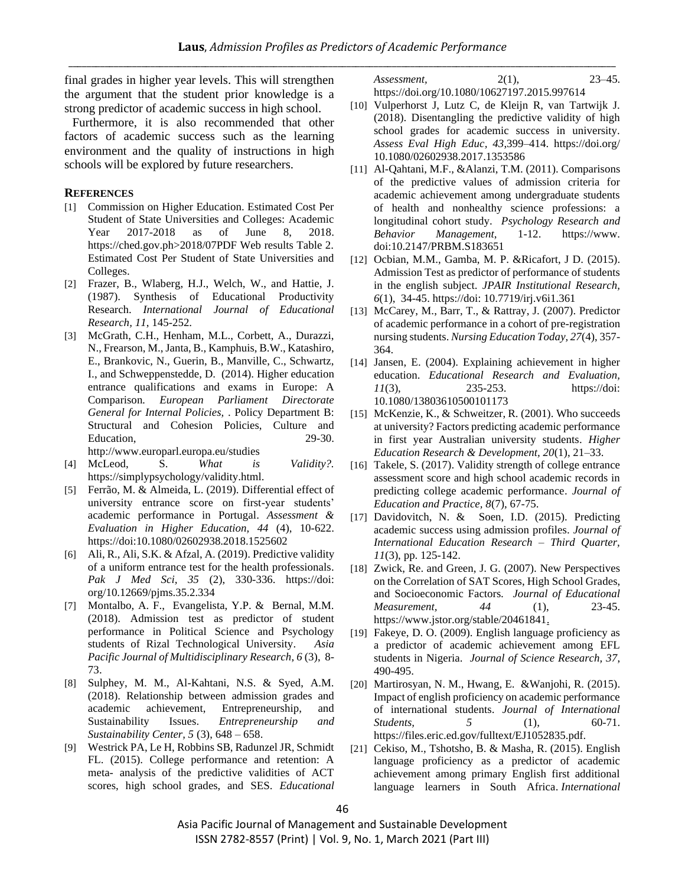final grades in higher year levels. This will strengthen the argument that the student prior knowledge is a strong predictor of academic success in high school.

Furthermore, it is also recommended that other factors of academic success such as the learning environment and the quality of instructions in high schools will be explored by future researchers.

## REFERENCES

[1] Commission on Higher Education. Estimated Cost Per Student of State Universities and Colleges: Academic Year 2017-2018 as of June 8, 2018. https://ched.gov.ph>2018/07PDF Web results Table 2. Estimated Cost Per Student of State Universities and Colleges.

[2] Frazer, B., Wlaberg, H.J., Welch, W., and Hattie, J. (1987). Synthesis of Educational Productivity Research. *International Journal of Educational Research, 11*, 145-252.

[3] McGrath, C.H., Henham, M.L., Corbett, A., Durazzi, N., Frearson, M., Janta, B., Kamphuis, B.W., Katashiro, E., Brankovic, N., Guerin, B., Manville, C., Schwartz, I., and Schweppenstedde, D. (2014). Higher education entrance qualifications and exams in Europe: A Comparison*. European Parliament Directorate General for Internal Policies,* . Policy Department B: Structural and Cohesion Policies, Culture and Education, 29-30. http://www.europarl.europa.eu/studies

[4] McLeod, S. *What is Validity?.* https://simplypsychology/validity.html.

[5] Ferrão, M. & Almeida, L. (2019). Differential effect of university entrance score on first-year students' academic performance in Portugal. *Assessment & Evaluation in Higher Education, 44* (4), 10-622. https://doi:10.1080/02602938.2018.1525602

[6] Ali, R., Ali, S.K. & Afzal, A. (2019). Predictive validity of a uniform entrance test for the health professionals. *Pak J Med Sci, 35* (2), 330-336. https://doi: org/10.12669/pjms.35.2.334

[7] Montalbo, A. F., Evangelista, Y.P. & Bernal, M.M. (2018). Admission test as predictor of student performance in Political Science and Psychology students of Rizal Technological University. *Asia Pacific Journal of Multidisciplinary Research*, *6* (3), 8-73.

[8] Sulphey, M. M., Al-Kahtani, N.S. & Syed, A.M. (2018). Relationship between admission grades and academic achievement, Entrepreneurship, and Sustainability Issues. *Entrepreneurship and Sustainability Center, 5* (3), 648 – 658.

[9] Westrick PA, Le H, Robbins SB, Radunzel JR, Schmidt FL. (2015). College performance and retention: A meta- analysis of the predictive validities of ACT scores, high school grades, and SES. *Educational Assessment*, 2(1), 23–45. https://doi.org/10.1080/10627197.2015.997614

[10] Vulperhorst J, Lutz C, de Kleijn R, van Tartwijk J. (2018). Disentangling the predictive validity of high school grades for academic success in university. *Assess Eval High Educ*, *43*,399–414. https://doi.org/ 10.1080/02602938.2017.1353586

[11] Al-Qahtani, M.F., &Alanzi, T.M. (2011). Comparisons of the predictive values of admission criteria for academic achievement among undergraduate students of health and nonhealthy science professions: a longitudinal cohort study. *Psychology Research and Behavior Management*, 1-12. https://www. doi:10.2147/PRBM.S183651

[12] Ocbian, M.M., Gamba, M. P. &Ricafort, J D. (2015). Admission Test as predictor of performance of students in the english subject. *JPAIR Institutional Research, 6*(1), 34-45. https://doi: 10.7719/irj.v6i1.361

[13] McCarey, M., Barr, T., & Rattray, J. (2007). Predictor of academic performance in a cohort of pre-registration nursing students. *Nursing Education Today, 27*(4), 357-364.

[14] Jansen, E. (2004). Explaining achievement in higher education. *Educational Research and Evaluation, 11*(3), 235-253. https://doi: 10.1080/13803610500101173

[15] McKenzie, K., & Schweitzer, R. (2001). Who succeeds at university? Factors predicting academic performance in first year Australian university students. *Higher Education Research & Development, 20*(1), 21–33.

[16] Takele, S. (2017). Validity strength of college entrance assessment score and high school academic records in predicting college academic performance. *Journal of Education and Practice, 8*(7), 67-75.

[17] Davidovitch, N. & Soen, I.D. (2015). Predicting academic success using admission profiles. *Journal of International Education Research – Third Quarter, 11*(3), pp. 125-142.

[18] Zwick, Re. and Green, J. G. (2007). New Perspectives on the Correlation of SAT Scores, High School Grades, and Socioeconomic Factors*. Journal of Educational Measurement, 44* (1), 23-45. https://www.jstor.org/stable/20461841.

[19] Fakeye, D. O. (2009). English language proficiency as a predictor of academic achievement among EFL students in Nigeria. *Journal of Science Research, 37*, 490-495.

[20] Martirosyan, N. M., Hwang, E. &Wanjohi, R. (2015). Impact of english proficiency on academic performance of international students. *Journal of International Students, 5* (1), 60-71. https://files.eric.ed.gov/fulltext/EJ1052835.pdf.

[21] Cekiso, M., Tshotsho, B. & Masha, R. (2015). English language proficiency as a predictor of academic achievement among primary English first additional language learners in South Africa. *International*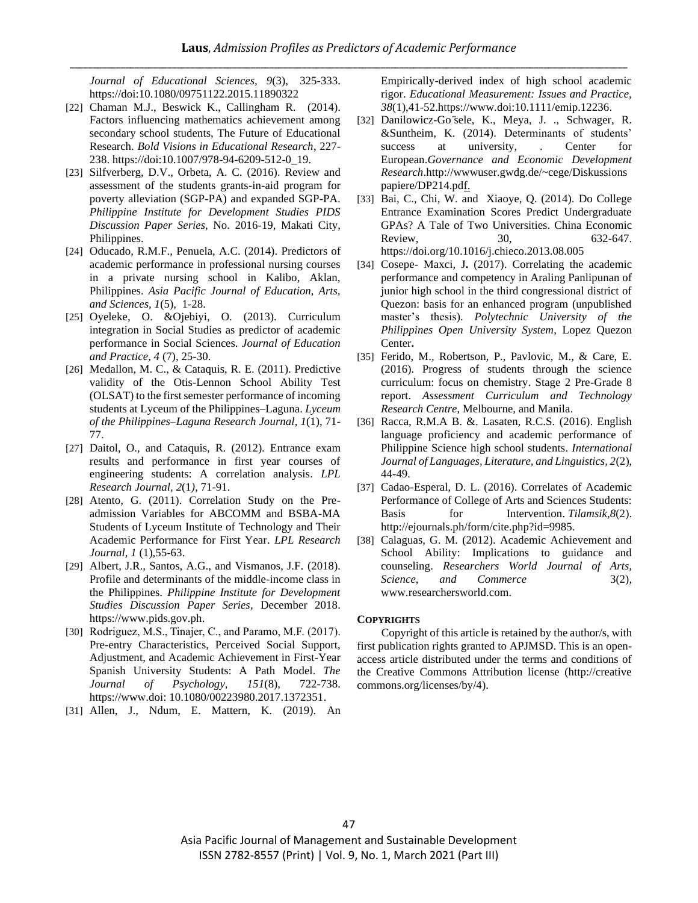*Journal of Educational Sciences, 9*(3), 325-333. https://doi:10.1080/09751122.2015.11890322

[22] Chaman M.J., Beswick K., Callingham R. (2014). Factors influencing mathematics achievement among secondary school students, The Future of Educational Research. *Bold Visions in Educational Research*, 227-238. https://doi:10.1007/978-94-6209-512-0_19.

[23] Silfverberg, D.V., Orbeta, A. C. (2016). Review and assessment of the students grants-in-aid program for poverty alleviation (SGP-PA) and expanded SGP-PA. *Philippine Institute for Development Studies PIDS Discussion Paper Series*, No. 2016-19, Makati City, Philippines.

[24] Oducado, R.M.F., Penuela, A.C. (2014). Predictors of academic performance in professional nursing courses in a private nursing school in Kalibo, Aklan, Philippines. *Asia Pacific Journal of Education, Arts, and Sciences, 1*(5), 1-28.

[25] Oyeleke, O. &Ojebiyi, O. (2013). Curriculum integration in Social Studies as predictor of academic performance in Social Sciences. *Journal of Education and Practice, 4* (7), 25-30.

[26] Medallon, M. C., & Cataquis, R. E. (2011). Predictive validity of the Otis-Lennon School Ability Test (OLSAT) to the first semester performance of incoming students at Lyceum of the Philippines–Laguna. *Lyceum of the Philippines–Laguna Research Journal, 1*(1), 71-77.

[27] Daitol, O., and Cataquis, R. (2012). Entrance exam results and performance in first year courses of engineering students: A correlation analysis. *LPL Research Journal, 2*(1*)*, 71-91.

[28] Atento, G. (2011). Correlation Study on the Pre-admission Variables for ABCOMM and BSBA-MA Students of Lyceum Institute of Technology and Their Academic Performance for First Year. *LPL Research Journal, 1* (1),55-63.

[29] Albert, J.R., Santos, A.G., and Vismanos, J.F. (2018). Profile and determinants of the middle-income class in the Philippines. *Philippine Institute for Development Studies Discussion Paper Series*, December 2018. https://www.pids.gov.ph.

[30] Rodriguez, M.S., Tinajer, C., and Paramo, M.F. (2017). Pre-entry Characteristics, Perceived Social Support, Adjustment, and Academic Achievement in First-Year Spanish University Students: A Path Model. *The Journal of Psychology, 151*(8), 722-738. https://www.doi: 10.1080/00223980.2017.1372351.

[31] Allen, J., Ndum, E. Mattern, K. (2019). An Empirically-derived index of high school academic rigor. *Educational Measurement: Issues and Practice, 38*(1),41-52.https://www.doi:10.1111/emip.12236.

[32] Danilowicz-Gösele, K., Meya, J. ., Schwager, R. &Suntheim, K. (2014). Determinants of students' success at university, . Center for European.*Governance and Economic Development Research*.http://wwwuser.gwdg.de/~cege/Diskussionspapiere/DP214.pdf.

[33] Bai, C., Chi, W. and Xiaoye, Q. (2014). Do College Entrance Examination Scores Predict Undergraduate GPAs? A Tale of Two Universities. China Economic Review, 30, 632-647. https://doi.org/10.1016/j.chieco.2013.08.005

[34] Cosepe- Maxci, J**.** (2017). Correlating the academic performance and competency in Araling Panlipunan of junior high school in the third congressional district of Quezon: basis for an enhanced program (unpublished master's thesis). *Polytechnic University of the Philippines Open University System*, Lopez Quezon Center**.**

[35] Ferido, M., Robertson, P., Pavlovic, M., & Care, E. (2016). Progress of students through the science curriculum: focus on chemistry. Stage 2 Pre-Grade 8 report. *Assessment Curriculum and Technology Research Centre*, Melbourne, and Manila.

[36] Racca, R.M.A B. &. Lasaten, R.C.S. (2016). English language proficiency and academic performance of Philippine Science high school students. *International Journal of Languages, Literature, and Linguistics, 2*(2), 44-49.

[37] Cadao-Esperal, D. L. (2016). Correlates of Academic Performance of College of Arts and Sciences Students: Basis for Intervention. *Tilamsik,8*(2). http://ejournals.ph/form/cite.php?id=9985.

[38] Calaguas, G. M. (2012). Academic Achievement and School Ability: Implications to guidance and counseling. *Researchers World Journal of Arts, Science, and Commerce* 3(2), www.researchersworld.com.

**COPYRIGHTS**

Copyright of this article is retained by the author/s, with first publication rights granted to APJMSD. This is an open-access article distributed under the terms and conditions of the Creative Commons Attribution license (http://creative commons.org/licenses/by/4).